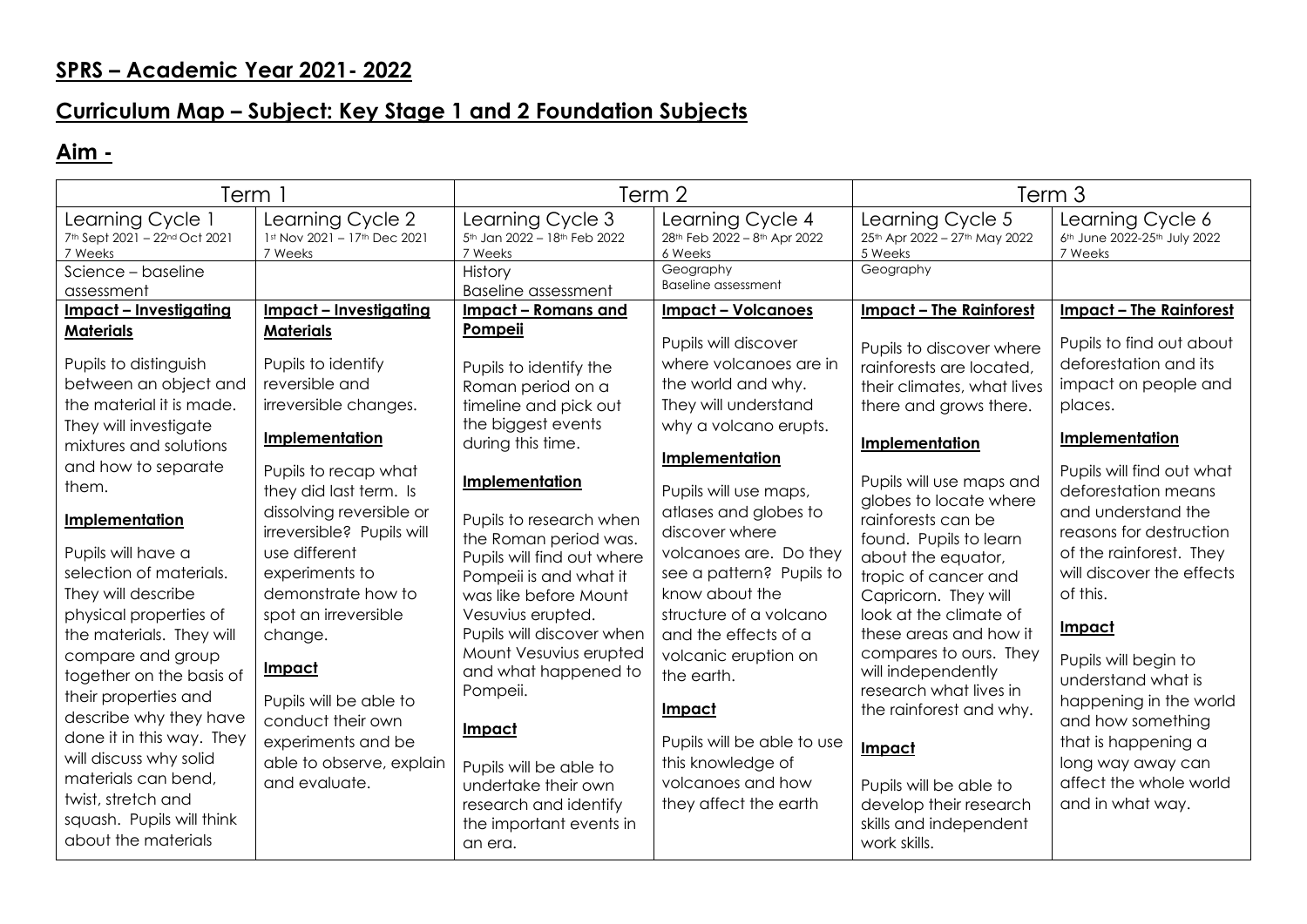## SPRS – Academic Year 2021- 2022

## Curriculum Map – Subject: Key Stage 1 and 2 Foundation Subjects

## Aim -

| Term 1 | | Term 2 | | Term 3 | |
|---|---|---|---|---|---|
| Learning Cycle 1<br>7th Sept 2021 – 22nd Oct 2021<br>7 Weeks | Learning Cycle 2<br>1st Nov 2021 – 17th Dec 2021<br>7 Weeks | Learning Cycle 3<br>5th Jan 2022 – 18th Feb 2022<br>7 Weeks | Learning Cycle 4<br>28th Feb 2022 – 8th Apr 2022<br>6 Weeks | Learning Cycle 5<br>25th Apr 2022 – 27th May 2022<br>5 Weeks | Learning Cycle 6<br>6th June 2022-25th July 2022<br>7 Weeks |
| Science – baseline assessment | | History<br>Baseline assessment | Geography<br>Baseline assessment | Geography | |
| **Impact – Investigating Materials**<br><br>Pupils to distinguish between an object and the material it is made. They will investigate mixtures and solutions and how to separate them.<br><br>**Implementation**<br><br>Pupils will have a selection of materials. They will describe physical properties of the materials. They will compare and group together on the basis of their properties and describe why they have done it in this way. They will discuss why solid materials can bend, twist, stretch and squash. Pupils will think about the materials | **Impact – Investigating Materials**<br><br>Pupils to identify reversible and irreversible changes.<br><br>**Implementation**<br><br>Pupils to recap what they did last term. Is dissolving reversible or irreversible? Pupils will use different experiments to demonstrate how to spot an irreversible change.<br><br>**Impact**<br><br>Pupils will be able to conduct their own experiments and be able to observe, explain and evaluate. | **Impact – Romans and Pompeii**<br><br>Pupils to identify the Roman period on a timeline and pick out the biggest events during this time.<br><br>**Implementation**<br><br>Pupils to research when the Roman period was. Pupils will find out where Pompeii is and what it was like before Mount Vesuvius erupted. Pupils will discover when Mount Vesuvius erupted and what happened to Pompeii.<br><br>**Impact**<br><br>Pupils will be able to undertake their own research and identify the important events in an era. | **Impact – Volcanoes**<br><br>Pupils will discover where volcanoes are in the world and why. They will understand why a volcano erupts.<br><br>**Implementation**<br><br>Pupils will use maps, atlases and globes to discover where volcanoes are. Do they see a pattern? Pupils to know about the structure of a volcano and the effects of a volcanic eruption on the earth.<br><br>**Impact**<br><br>Pupils will be able to use this knowledge of volcanoes and how they affect the earth | **Impact – The Rainforest**<br><br>Pupils to discover where rainforests are located, their climates, what lives there and grows there.<br><br>**Implementation**<br><br>Pupils will use maps and globes to locate where rainforests can be found. Pupils to learn about the equator, tropic of cancer and Capricorn. They will look at the climate of these areas and how it compares to ours. They will independently research what lives in the rainforest and why.<br><br>**Impact**<br><br>Pupils will be able to develop their research skills and independent work skills. | **Impact – The Rainforest**<br><br>Pupils to find out about deforestation and its impact on people and places.<br><br>**Implementation**<br><br>Pupils will find out what deforestation means and understand the reasons for destruction of the rainforest. They will discover the effects of this.<br><br>**Impact**<br><br>Pupils will begin to understand what is happening in the world and how something that is happening a long way away can affect the whole world and in what way. |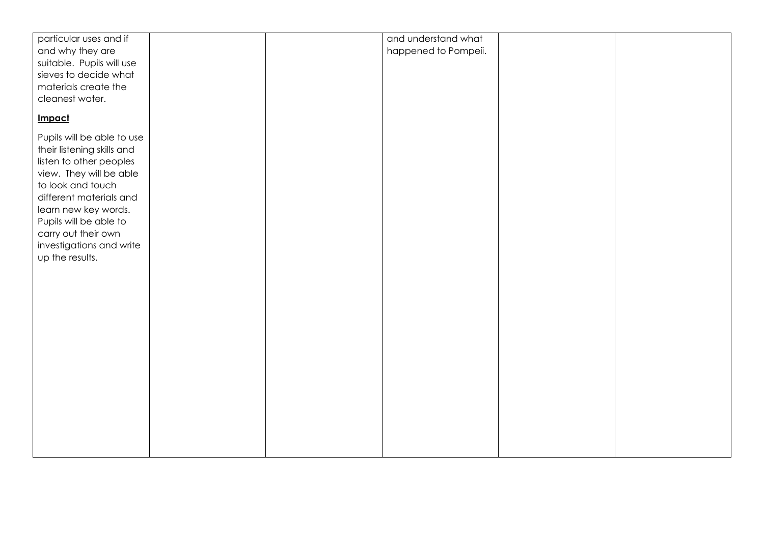| | | | | | |
|---|---|---|---|---|---|
| particular uses and if and why they are suitable. Pupils will use sieves to decide what materials create the cleanest water.<br><br>**Impact**<br><br>Pupils will be able to use their listening skills and listen to other peoples view. They will be able to look and touch different materials and learn new key words. Pupils will be able to carry out their own investigations and write up the results. | | | and understand what happened to Pompeii. | | |